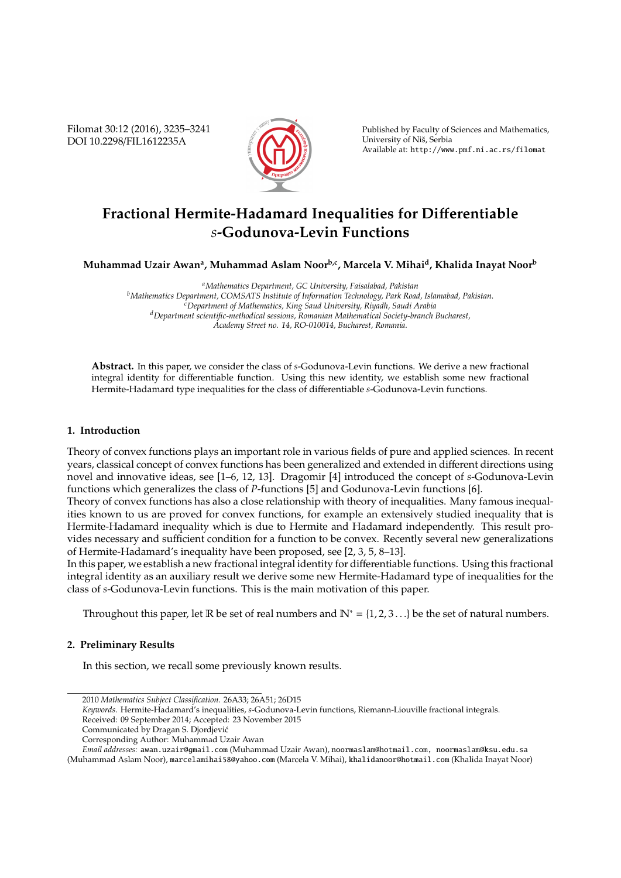Filomat 30:12 (2016), 3235–3241
DOI 10.2298/FIL1612235A

Published by Faculty of Sciences and Mathematics, University of Niš, Serbia
Available at: http://www.pmf.ni.ac.rs/filomat

# Fractional Hermite-Hadamard Inequalities for Differentiable *s*-Godunova-Levin Functions

**Muhammad Uzair Awan[a], Muhammad Aslam Noor[b,c], Marcela V. Mihai[d], Khalida Inayat Noor[b]**

[a]*Mathematics Department, GC University, Faisalabad, Pakistan*
[b]*Mathematics Department, COMSATS Institute of Information Technology, Park Road, Islamabad, Pakistan.*
[c]*Department of Mathematics, King Saud University, Riyadh, Saudi Arabia*
[d]*Department scientific-methodical sessions, Romanian Mathematical Society-branch Bucharest, Academy Street no. 14, RO-010014, Bucharest, Romania.*

**Abstract.** In this paper, we consider the class of *s*-Godunova-Levin functions. We derive a new fractional integral identity for differentiable function. Using this new identity, we establish some new fractional Hermite-Hadamard type inequalities for the class of differentiable *s*-Godunova-Levin functions.

## 1. Introduction

Theory of convex functions plays an important role in various fields of pure and applied sciences. In recent years, classical concept of convex functions has been generalized and extended in different directions using novel and innovative ideas, see [1–6, 12, 13]. Dragomir [4] introduced the concept of *s*-Godunova-Levin functions which generalizes the class of *P*-functions [5] and Godunova-Levin functions [6].

Theory of convex functions has also a close relationship with theory of inequalities. Many famous inequalities known to us are proved for convex functions, for example an extensively studied inequality that is Hermite-Hadamard inequality which is due to Hermite and Hadamard independently. This result provides necessary and sufficient condition for a function to be convex. Recently several new generalizations of Hermite-Hadamard's inequality have been proposed, see [2, 3, 5, 8–13].

In this paper, we establish a new fractional integral identity for differentiable functions. Using this fractional integral identity as an auxiliary result we derive some new Hermite-Hadamard type of inequalities for the class of *s*-Godunova-Levin functions. This is the main motivation of this paper.

Throughout this paper, let $\mathbb{R}$ be set of real numbers and $\mathbb{N}^* = \{1, 2, 3 \ldots\}$ be the set of natural numbers.

## 2. Preliminary Results

In this section, we recall some previously known results.

---

2010 *Mathematics Subject Classification*. 26A33; 26A51; 26D15

*Keywords*. Hermite-Hadamard's inequalities, *s*-Godunova-Levin functions, Riemann-Liouville fractional integrals.

Received: 09 September 2014; Accepted: 23 November 2015

Communicated by Dragan S. Djordjević

Corresponding Author: Muhammad Uzair Awan

*Email addresses:* awan.uzair@gmail.com (Muhammad Uzair Awan), noormaslam@hotmail.com, noormaslam@ksu.edu.sa (Muhammad Aslam Noor), marcelamihai58@yahoo.com (Marcela V. Mihai), khalidanoor@hotmail.com (Khalida Inayat Noor)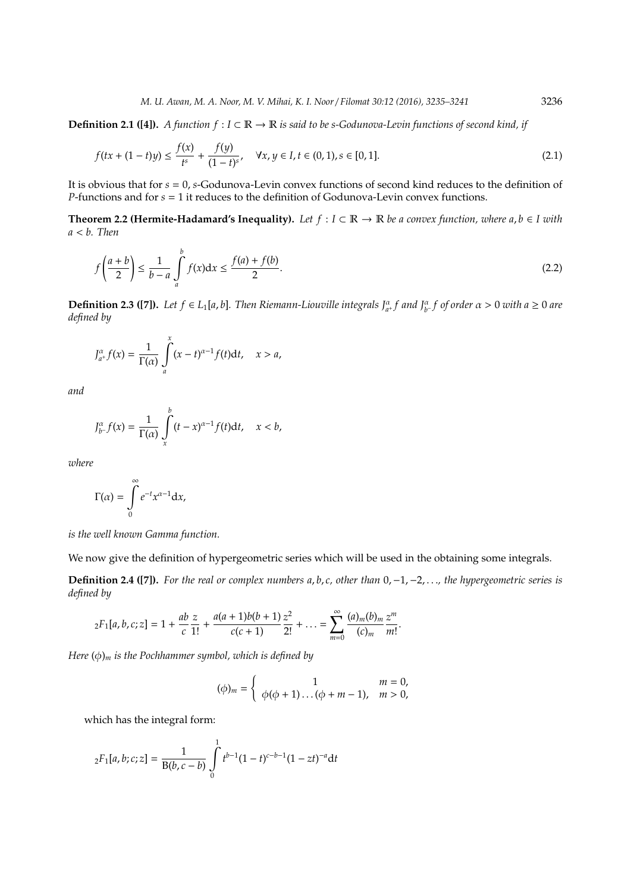**Definition 2.1 ([4]).** *A function $f : I \subset \mathbb{R} \to \mathbb{R}$ is said to be s-Godunova-Levin functions of second kind, if*

$$f(tx + (1-t)y) \leq \frac{f(x)}{t^s} + \frac{f(y)}{(1-t)^s}, \quad \forall x, y \in I, t \in (0,1), s \in [0,1]. \tag{2.1}$$

It is obvious that for $s = 0$, $s$-Godunova-Levin convex functions of second kind reduces to the definition of $P$-functions and for $s = 1$ it reduces to the definition of Godunova-Levin convex functions.

**Theorem 2.2 (Hermite-Hadamard's Inequality).** *Let $f : I \subset \mathbb{R} \to \mathbb{R}$ be a convex function, where $a, b \in I$ with $a < b$. Then*

$$f\left(\frac{a+b}{2}\right) \leq \frac{1}{b-a} \int_a^b f(x)\mathrm{d}x \leq \frac{f(a) + f(b)}{2}. \tag{2.2}$$

**Definition 2.3 ([7]).** *Let $f \in L_1[a, b]$. Then Riemann-Liouville integrals $J^{\alpha}_{a^+} f$ and $J^{\alpha}_{b^-} f$ of order $\alpha > 0$ with $a \geq 0$ are defined by*

$$J^{\alpha}_{a^+} f(x) = \frac{1}{\Gamma(\alpha)} \int_a^x (x-t)^{\alpha-1} f(t)\mathrm{d}t, \quad x > a,$$

*and*

$$J^{\alpha}_{b^-} f(x) = \frac{1}{\Gamma(\alpha)} \int_x^b (t-x)^{\alpha-1} f(t)\mathrm{d}t, \quad x < b,$$

*where*

$$\Gamma(\alpha) = \int_0^{\infty} e^{-t} x^{\alpha-1} \mathrm{d}x,$$

*is the well known Gamma function.*

We now give the definition of hypergeometric series which will be used in the obtaining some integrals.

**Definition 2.4 ([7]).** *For the real or complex numbers $a, b, c$, other than $0, -1, -2, \ldots$, the hypergeometric series is defined by*

$${}_2F_1[a, b, c; z] = 1 + \frac{ab}{c}\frac{z}{1!} + \frac{a(a+1)b(b+1)}{c(c+1)}\frac{z^2}{2!} + \ldots = \sum_{m=0}^{\infty} \frac{(a)_m (b)_m}{(c)_m} \frac{z^m}{m!}.$$

*Here $(\phi)_m$ is the Pochhammer symbol, which is defined by*

$$(\phi)_m = \begin{cases} 1 & m = 0, \\ \phi(\phi+1)\ldots(\phi+m-1), & m > 0, \end{cases}$$

which has the integral form:

$${}_2F_1[a, b; c; z] = \frac{1}{\mathrm{B}(b, c-b)} \int_0^1 t^{b-1}(1-t)^{c-b-1}(1-zt)^{-a}\mathrm{d}t$$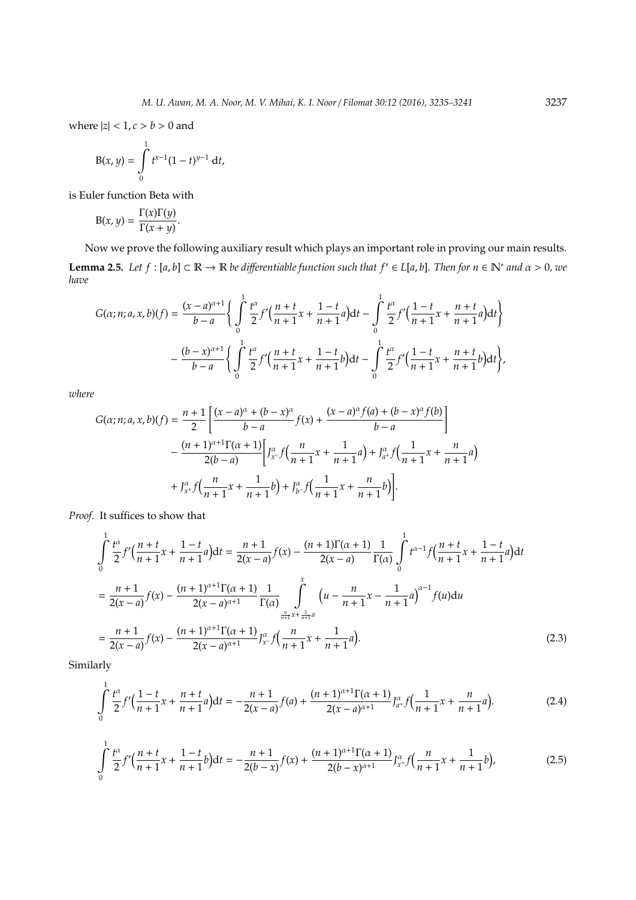where $|z| < 1, c > b > 0$ and

$$\mathrm{B}(x,y) = \int_0^1 t^{x-1}(1-t)^{y-1}\,\mathrm{d}t,$$

is Euler function Beta with

$$\mathrm{B}(x,y) = \frac{\Gamma(x)\Gamma(y)}{\Gamma(x+y)}.$$

Now we prove the following auxiliary result which plays an important role in proving our main results.

**Lemma 2.5.** *Let $f : [a,b] \subset \mathbb{R} \to \mathbb{R}$ be differentiable function such that $f' \in L[a,b]$. Then for $n \in \mathbb{N}^*$ and $\alpha > 0$, we have*

$$\begin{aligned}
G(\alpha;n;a,x,b)(f) &= \frac{(x-a)^{\alpha+1}}{b-a}\left\{\int_0^1 \frac{t^\alpha}{2} f'\Big(\frac{n+t}{n+1}x + \frac{1-t}{n+1}a\Big)\mathrm{d}t - \int_0^1 \frac{t^\alpha}{2} f'\Big(\frac{1-t}{n+1}x + \frac{n+t}{n+1}a\Big)\mathrm{d}t\right\} \\
&\quad - \frac{(b-x)^{\alpha+1}}{b-a}\left\{\int_0^1 \frac{t^\alpha}{2} f'\Big(\frac{n+t}{n+1}x + \frac{1-t}{n+1}b\Big)\mathrm{d}t - \int_0^1 \frac{t^\alpha}{2} f'\Big(\frac{1-t}{n+1}x + \frac{n+t}{n+1}b\Big)\mathrm{d}t\right\},
\end{aligned}$$

*where*

$$\begin{aligned}
G(\alpha;n;a,x,b)(f) &= \frac{n+1}{2}\left[\frac{(x-a)^\alpha + (b-x)^\alpha}{b-a} f(x) + \frac{(x-a)^\alpha f(a) + (b-x)^\alpha f(b)}{b-a}\right] \\
&\quad - \frac{(n+1)^{\alpha+1}\Gamma(\alpha+1)}{2(b-a)}\bigg[J^\alpha_{x^-} f\Big(\frac{n}{n+1}x + \frac{1}{n+1}a\Big) + J^\alpha_{a^+} f\Big(\frac{1}{n+1}x + \frac{n}{n+1}a\Big) \\
&\quad + J^\alpha_{x^+} f\Big(\frac{n}{n+1}x + \frac{1}{n+1}b\Big) + J^\alpha_{b^-} f\Big(\frac{1}{n+1}x + \frac{n}{n+1}b\Big)\bigg].
\end{aligned}$$

*Proof.* It suffices to show that

$$\begin{aligned}
&\int_0^1 \frac{t^\alpha}{2} f'\Big(\frac{n+t}{n+1}x + \frac{1-t}{n+1}a\Big)\mathrm{d}t = \frac{n+1}{2(x-a)} f(x) - \frac{(n+1)\Gamma(\alpha+1)}{2(x-a)}\frac{1}{\Gamma(\alpha)}\int_0^1 t^{\alpha-1} f\Big(\frac{n+t}{n+1}x + \frac{1-t}{n+1}a\Big)\mathrm{d}t \\
&= \frac{n+1}{2(x-a)} f(x) - \frac{(n+1)^{\alpha+1}\Gamma(\alpha+1)}{2(x-a)^{\alpha+1}}\frac{1}{\Gamma(\alpha)}\int_{\frac{n}{n+1}x + \frac{1}{n+1}a}^{x} \Big(u - \frac{n}{n+1}x - \frac{1}{n+1}a\Big)^{\alpha-1} f(u)\mathrm{d}u \\
&= \frac{n+1}{2(x-a)} f(x) - \frac{(n+1)^{\alpha+1}\Gamma(\alpha+1)}{2(x-a)^{\alpha+1}} J^\alpha_{x^-} f\Big(\frac{n}{n+1}x + \frac{1}{n+1}a\Big). \qquad (2.3)
\end{aligned}$$

Similarly

$$\int_0^1 \frac{t^\alpha}{2} f'\Big(\frac{1-t}{n+1}x + \frac{n+t}{n+1}a\Big)\mathrm{d}t = -\frac{n+1}{2(x-a)} f(a) + \frac{(n+1)^{\alpha+1}\Gamma(\alpha+1)}{2(x-a)^{\alpha+1}} J^\alpha_{a^+} f\Big(\frac{1}{n+1}x + \frac{n}{n+1}a\Big). \qquad (2.4)$$

$$\int_0^1 \frac{t^\alpha}{2} f'\Big(\frac{n+t}{n+1}x + \frac{1-t}{n+1}b\Big)\mathrm{d}t = -\frac{n+1}{2(b-x)} f(x) + \frac{(n+1)^{\alpha+1}\Gamma(\alpha+1)}{2(b-x)^{\alpha+1}} J^\alpha_{x^+} f\Big(\frac{n}{n+1}x + \frac{1}{n+1}b\Big), \qquad (2.5)$$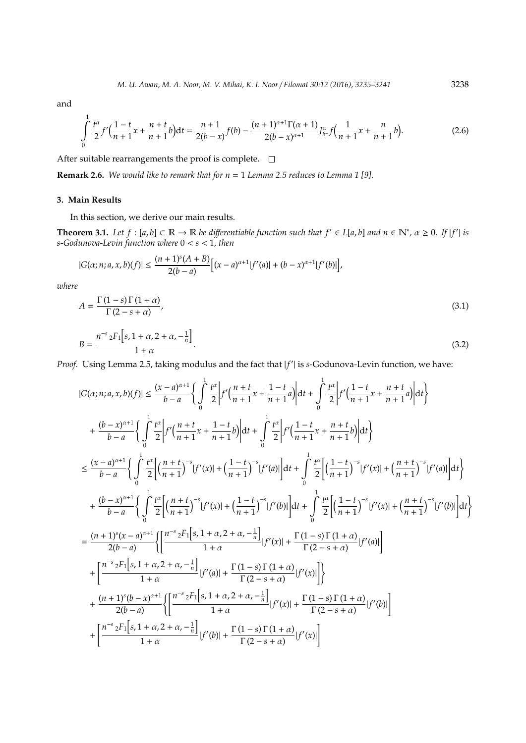and

$$\int_0^1 \frac{t^\alpha}{2} f'\Big(\frac{1-t}{n+1}x + \frac{n+t}{n+1}b\Big)\mathrm{d}t = \frac{n+1}{2(b-x)} f(b) - \frac{(n+1)^{\alpha+1}\Gamma(\alpha+1)}{2(b-x)^{\alpha+1}} J^{\alpha}_{b^-} f\Big(\frac{1}{n+1}x + \frac{n}{n+1}b\Big). \tag{2.6}$$

After suitable rearrangements the proof is complete. □

**Remark 2.6.** *We would like to remark that for $n = 1$ Lemma 2.5 reduces to Lemma 1 [9].*

## 3. Main Results

In this section, we derive our main results.

**Theorem 3.1.** *Let $f : [a, b] \subset \mathbb{R} \to \mathbb{R}$ be differentiable function such that $f' \in L[a, b]$ and $n \in \mathbb{N}^*$, $\alpha \geq 0$. If $|f'|$ is $s$-Godunova-Levin function where $0 < s < 1$, then*

$$|G(\alpha; n; a, x, b)(f)| \leq \frac{(n+1)^s (A+B)}{2(b-a)}\Big[(x-a)^{\alpha+1}|f'(a)| + (b-x)^{\alpha+1}|f'(b)|\Big],$$

*where*

$$A = \frac{\Gamma(1-s)\Gamma(1+\alpha)}{\Gamma(2-s+\alpha)}, \tag{3.1}$$

$$B = \frac{n^{-s}\,{}_2F_1\Big[s, 1+\alpha, 2+\alpha, -\frac{1}{n}\Big]}{1+\alpha}. \tag{3.2}$$

*Proof.* Using Lemma 2.5, taking modulus and the fact that $|f'|$ is $s$-Godunova-Levin function, we have:

$$\begin{aligned}
|G(\alpha; n; a, x, b)(f)| &\leq \frac{(x-a)^{\alpha+1}}{b-a}\Bigg\{\int_0^1 \frac{t^\alpha}{2}\Big|f'\Big(\frac{n+t}{n+1}x + \frac{1-t}{n+1}a\Big)\Big|\mathrm{d}t + \int_0^1 \frac{t^\alpha}{2}\Big|f'\Big(\frac{1-t}{n+1}x + \frac{n+t}{n+1}a\Big)\Big|\mathrm{d}t\Bigg\} \\
&\quad + \frac{(b-x)^{\alpha+1}}{b-a}\Bigg\{\int_0^1 \frac{t^\alpha}{2}\Big|f'\Big(\frac{n+t}{n+1}x + \frac{1-t}{n+1}b\Big)\Big|\mathrm{d}t + \int_0^1 \frac{t^\alpha}{2}\Big|f'\Big(\frac{1-t}{n+1}x + \frac{n+t}{n+1}b\Big)\Big|\mathrm{d}t\Bigg\} \\
&\leq \frac{(x-a)^{\alpha+1}}{b-a}\Bigg\{\int_0^1 \frac{t^\alpha}{2}\Big[\Big(\frac{n+t}{n+1}\Big)^{-s}|f'(x)| + \Big(\frac{1-t}{n+1}\Big)^{-s}|f'(a)|\Big]\mathrm{d}t + \int_0^1 \frac{t^\alpha}{2}\Big[\Big(\frac{1-t}{n+1}\Big)^{-s}|f'(x)| + \Big(\frac{n+t}{n+1}\Big)^{-s}|f'(a)|\Big]\mathrm{d}t\Bigg\} \\
&\quad + \frac{(b-x)^{\alpha+1}}{b-a}\Bigg\{\int_0^1 \frac{t^\alpha}{2}\Big[\Big(\frac{n+t}{n+1}\Big)^{-s}|f'(x)| + \Big(\frac{1-t}{n+1}\Big)^{-s}|f'(b)|\Big]\mathrm{d}t + \int_0^1 \frac{t^\alpha}{2}\Big[\Big(\frac{1-t}{n+1}\Big)^{-s}|f'(x)| + \Big(\frac{n+t}{n+1}\Big)^{-s}|f'(b)|\Big]\mathrm{d}t\Bigg\} \\
&= \frac{(n+1)^s (x-a)^{\alpha+1}}{2(b-a)}\Bigg\{\Bigg[\frac{n^{-s}\,{}_2F_1\Big[s, 1+\alpha, 2+\alpha, -\frac{1}{n}\Big]}{1+\alpha}|f'(x)| + \frac{\Gamma(1-s)\Gamma(1+\alpha)}{\Gamma(2-s+\alpha)}|f'(a)|\Bigg] \\
&\quad + \Bigg[\frac{n^{-s}\,{}_2F_1\Big[s, 1+\alpha, 2+\alpha, -\frac{1}{n}\Big]}{1+\alpha}|f'(a)| + \frac{\Gamma(1-s)\Gamma(1+\alpha)}{\Gamma(2-s+\alpha)}|f'(x)|\Bigg]\Bigg\} \\
&\quad + \frac{(n+1)^s (b-x)^{\alpha+1}}{2(b-a)}\Bigg\{\Bigg[\frac{n^{-s}\,{}_2F_1\Big[s, 1+\alpha, 2+\alpha, -\frac{1}{n}\Big]}{1+\alpha}|f'(x)| + \frac{\Gamma(1-s)\Gamma(1+\alpha)}{\Gamma(2-s+\alpha)}|f'(b)|\Bigg] \\
&\quad + \Bigg[\frac{n^{-s}\,{}_2F_1\Big[s, 1+\alpha, 2+\alpha, -\frac{1}{n}\Big]}{1+\alpha}|f'(b)| + \frac{\Gamma(1-s)\Gamma(1+\alpha)}{\Gamma(2-s+\alpha)}|f'(x)|\Bigg]
\end{aligned}$$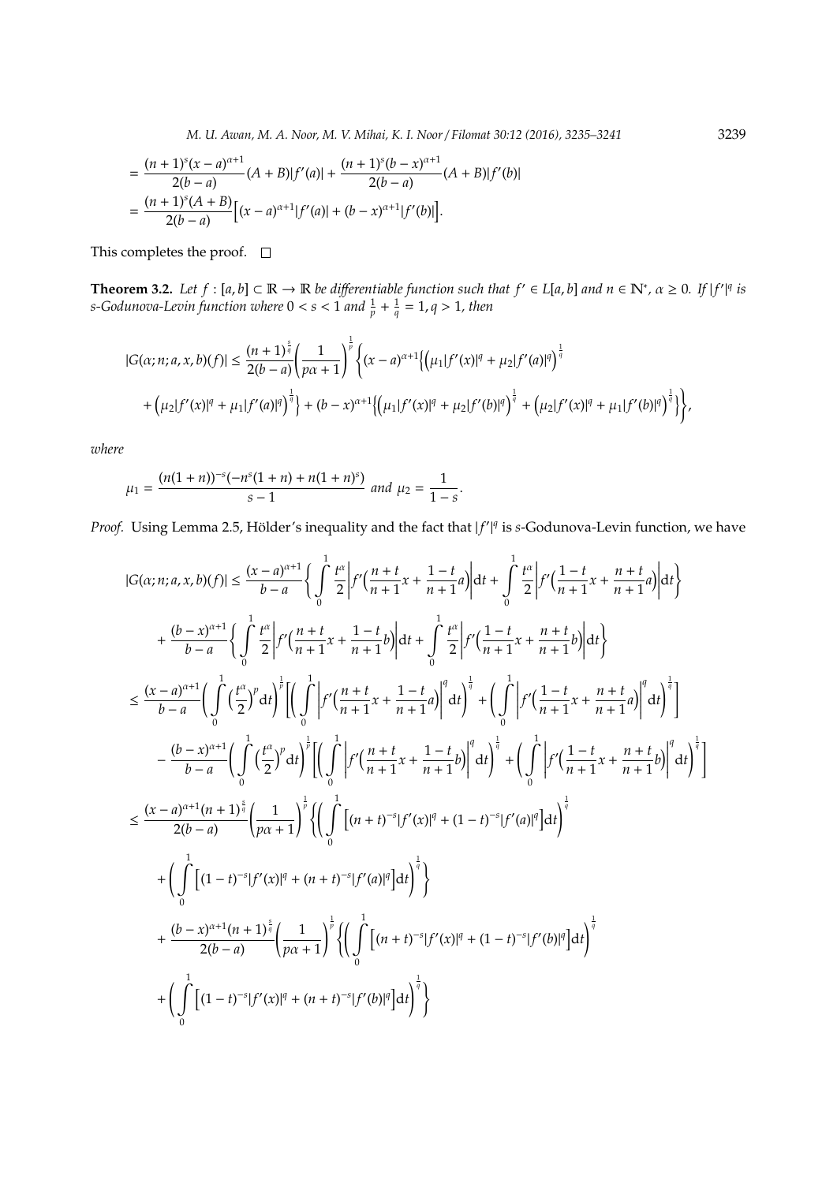$$
\begin{aligned}
&= \frac{(n+1)^s (x-a)^{\alpha+1}}{2(b-a)}(A+B)|f'(a)| + \frac{(n+1)^s (b-x)^{\alpha+1}}{2(b-a)}(A+B)|f'(b)| \\
&= \frac{(n+1)^s (A+B)}{2(b-a)}\Big[(x-a)^{\alpha+1}|f'(a)| + (b-x)^{\alpha+1}|f'(b)|\Big].
\end{aligned}
$$

This completes the proof. □

**Theorem 3.2.** *Let $f : [a,b] \subset \mathbb{R} \to \mathbb{R}$ be differentiable function such that $f' \in L[a,b]$ and $n \in \mathbb{N}^*$, $\alpha \geq 0$. If $|f'|^q$ is s-Godunova-Levin function where $0 < s < 1$ and $\frac{1}{p} + \frac{1}{q} = 1, q > 1$, then*

$$
\begin{aligned}
|G(\alpha; n; a, x, b)(f)| \leq \frac{(n+1)^{\frac{s}{q}}}{2(b-a)} \left(\frac{1}{p\alpha+1}\right)^{\frac{1}{p}} \Bigg\{ &(x-a)^{\alpha+1} \Big\{ \Big(\mu_1 |f'(x)|^q + \mu_2 |f'(a)|^q\Big)^{\frac{1}{q}} \\
+ \Big(\mu_2 |f'(x)|^q + \mu_1 |f'(a)|^q\Big)^{\frac{1}{q}} \Big\} + (b-x)^{\alpha+1} &\Big\{ \Big(\mu_1 |f'(x)|^q + \mu_2 |f'(b)|^q\Big)^{\frac{1}{q}} + \Big(\mu_2 |f'(x)|^q + \mu_1 |f'(b)|^q\Big)^{\frac{1}{q}} \Big\} \Bigg\},
\end{aligned}
$$

*where*

$$
\mu_1 = \frac{(n(1+n))^{-s}(-n^s(1+n) + n(1+n)^s)}{s-1} \text{ and } \mu_2 = \frac{1}{1-s}.
$$

*Proof.* Using Lemma 2.5, Hölder's inequality and the fact that $|f'|^q$ is s-Godunova-Levin function, we have

$$
\begin{aligned}
|G(\alpha; n; a, x, b)(f)| &\leq \frac{(x-a)^{\alpha+1}}{b-a} \left\{ \int_0^1 \frac{t^\alpha}{2} \left| f'\Big(\frac{n+t}{n+1}x + \frac{1-t}{n+1}a\Big) \right| dt + \int_0^1 \frac{t^\alpha}{2} \left| f'\Big(\frac{1-t}{n+1}x + \frac{n+t}{n+1}a\Big) \right| dt \right\} \\
&+ \frac{(b-x)^{\alpha+1}}{b-a} \left\{ \int_0^1 \frac{t^\alpha}{2} \left| f'\Big(\frac{n+t}{n+1}x + \frac{1-t}{n+1}b\Big) \right| dt + \int_0^1 \frac{t^\alpha}{2} \left| f'\Big(\frac{1-t}{n+1}x + \frac{n+t}{n+1}b\Big) \right| dt \right\} \\
&\leq \frac{(x-a)^{\alpha+1}}{b-a} \left( \int_0^1 \Big(\frac{t^\alpha}{2}\Big)^p dt \right)^{\frac{1}{p}} \left[ \left( \int_0^1 \left| f'\Big(\frac{n+t}{n+1}x + \frac{1-t}{n+1}a\Big) \right|^q dt \right)^{\frac{1}{q}} + \left( \int_0^1 \left| f'\Big(\frac{1-t}{n+1}x + \frac{n+t}{n+1}a\Big) \right|^q dt \right)^{\frac{1}{q}} \right] \\
&- \frac{(b-x)^{\alpha+1}}{b-a} \left( \int_0^1 \Big(\frac{t^\alpha}{2}\Big)^p dt \right)^{\frac{1}{p}} \left[ \left( \int_0^1 \left| f'\Big(\frac{n+t}{n+1}x + \frac{1-t}{n+1}b\Big) \right|^q dt \right)^{\frac{1}{q}} + \left( \int_0^1 \left| f'\Big(\frac{1-t}{n+1}x + \frac{n+t}{n+1}b\Big) \right|^q dt \right)^{\frac{1}{q}} \right] \\
&\leq \frac{(x-a)^{\alpha+1}(n+1)^{\frac{s}{q}}}{2(b-a)} \left(\frac{1}{p\alpha+1}\right)^{\frac{1}{p}} \left\{ \left( \int_0^1 \Big[(n+t)^{-s}|f'(x)|^q + (1-t)^{-s}|f'(a)|^q\Big] dt \right)^{\frac{1}{q}} \right. \\
&+ \left. \left( \int_0^1 \Big[(1-t)^{-s}|f'(x)|^q + (n+t)^{-s}|f'(a)|^q\Big] dt \right)^{\frac{1}{q}} \right\} \\
&+ \frac{(b-x)^{\alpha+1}(n+1)^{\frac{s}{q}}}{2(b-a)} \left(\frac{1}{p\alpha+1}\right)^{\frac{1}{p}} \left\{ \left( \int_0^1 \Big[(n+t)^{-s}|f'(x)|^q + (1-t)^{-s}|f'(b)|^q\Big] dt \right)^{\frac{1}{q}} \right. \\
&+ \left. \left( \int_0^1 \Big[(1-t)^{-s}|f'(x)|^q + (n+t)^{-s}|f'(b)|^q\Big] dt \right)^{\frac{1}{q}} \right\}
\end{aligned}
$$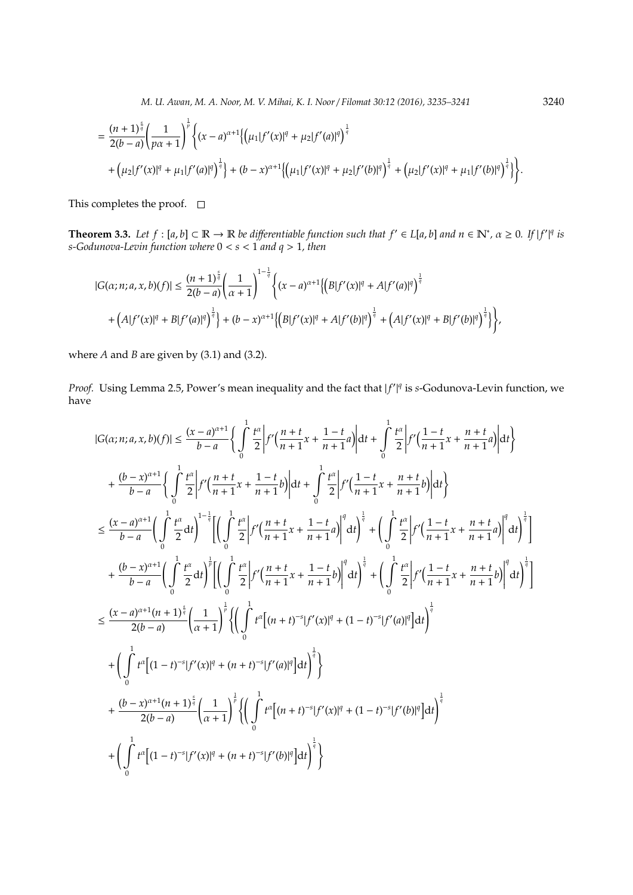$$= \frac{(n+1)^{\frac{s}{q}}}{2(b-a)}\left(\frac{1}{p\alpha+1}\right)^{\frac{1}{p}}\left\{(x-a)^{\alpha+1}\left\{\left(\mu_1|f'(x)|^q+\mu_2|f'(a)|^q\right)^{\frac{1}{q}}\right.\right.$$

$$\left.\left.+\left(\mu_2|f'(x)|^q+\mu_1|f'(a)|^q\right)^{\frac{1}{q}}\right\}+(b-x)^{\alpha+1}\left\{\left(\mu_1|f'(x)|^q+\mu_2|f'(b)|^q\right)^{\frac{1}{q}}+\left(\mu_2|f'(x)|^q+\mu_1|f'(b)|^q\right)^{\frac{1}{q}}\right\}\right\}.$$

This completes the proof. □

**Theorem 3.3.** *Let $f:[a,b]\subset\mathbb{R}\to\mathbb{R}$ be differentiable function such that $f'\in L[a,b]$ and $n\in\mathbb{N}^*$, $\alpha\geq 0$. If $|f'|^q$ is s-Godunova-Levin function where $0<s<1$ and $q>1$, then*

$$|G(\alpha;n;a,x,b)(f)|\leq\frac{(n+1)^{\frac{s}{q}}}{2(b-a)}\left(\frac{1}{\alpha+1}\right)^{1-\frac{1}{q}}\left\{(x-a)^{\alpha+1}\left\{\left(B|f'(x)|^q+A|f'(a)|^q\right)^{\frac{1}{q}}\right.\right.$$

$$\left.\left.+\left(A|f'(x)|^q+B|f'(a)|^q\right)^{\frac{1}{q}}\right\}+(b-x)^{\alpha+1}\left\{\left(B|f'(x)|^q+A|f'(b)|^q\right)^{\frac{1}{q}}+\left(A|f'(x)|^q+B|f'(b)|^q\right)^{\frac{1}{q}}\right\}\right\},$$

*where $A$ and $B$ are given by (3.1) and (3.2).*

*Proof.* Using Lemma 2.5, Power's mean inequality and the fact that $|f'|^q$ is s-Godunova-Levin function, we have

$$|G(\alpha;n;a,x,b)(f)|\leq\frac{(x-a)^{\alpha+1}}{b-a}\left\{\int_0^1\frac{t^\alpha}{2}\left|f'\left(\frac{n+t}{n+1}x+\frac{1-t}{n+1}a\right)\right|\mathrm{d}t+\int_0^1\frac{t^\alpha}{2}\left|f'\left(\frac{1-t}{n+1}x+\frac{n+t}{n+1}a\right)\right|\mathrm{d}t\right\}$$

$$+\frac{(b-x)^{\alpha+1}}{b-a}\left\{\int_0^1\frac{t^\alpha}{2}\left|f'\left(\frac{n+t}{n+1}x+\frac{1-t}{n+1}b\right)\right|\mathrm{d}t+\int_0^1\frac{t^\alpha}{2}\left|f'\left(\frac{1-t}{n+1}x+\frac{n+t}{n+1}b\right)\right|\mathrm{d}t\right\}$$

$$\leq\frac{(x-a)^{\alpha+1}}{b-a}\left(\int_0^1\frac{t^\alpha}{2}\mathrm{d}t\right)^{1-\frac{1}{q}}\left[\left(\int_0^1\frac{t^\alpha}{2}\left|f'\left(\frac{n+t}{n+1}x+\frac{1-t}{n+1}a\right)\right|^q\mathrm{d}t\right)^{\frac{1}{q}}+\left(\int_0^1\frac{t^\alpha}{2}\left|f'\left(\frac{1-t}{n+1}x+\frac{n+t}{n+1}a\right)\right|^q\mathrm{d}t\right)^{\frac{1}{q}}\right]$$

$$+\frac{(b-x)^{\alpha+1}}{b-a}\left(\int_0^1\frac{t^\alpha}{2}\mathrm{d}t\right)^{\frac{1}{p}}\left[\left(\int_0^1\frac{t^\alpha}{2}\left|f'\left(\frac{n+t}{n+1}x+\frac{1-t}{n+1}b\right)\right|^q\mathrm{d}t\right)^{\frac{1}{q}}+\left(\int_0^1\frac{t^\alpha}{2}\left|f'\left(\frac{1-t}{n+1}x+\frac{n+t}{n+1}b\right)\right|^q\mathrm{d}t\right)^{\frac{1}{q}}\right]$$

$$\leq\frac{(x-a)^{\alpha+1}(n+1)^{\frac{s}{q}}}{2(b-a)}\left(\frac{1}{\alpha+1}\right)^{\frac{1}{p}}\left\{\left(\int_0^1t^\alpha\left[(n+t)^{-s}|f'(x)|^q+(1-t)^{-s}|f'(a)|^q\right]\mathrm{d}t\right)^{\frac{1}{q}}\right.$$

$$\left.+\left(\int_0^1t^\alpha\left[(1-t)^{-s}|f'(x)|^q+(n+t)^{-s}|f'(a)|^q\right]\mathrm{d}t\right)^{\frac{1}{q}}\right\}$$

$$+\frac{(b-x)^{\alpha+1}(n+1)^{\frac{s}{q}}}{2(b-a)}\left(\frac{1}{\alpha+1}\right)^{\frac{1}{p}}\left\{\left(\int_0^1t^\alpha\left[(n+t)^{-s}|f'(x)|^q+(1-t)^{-s}|f'(b)|^q\right]\mathrm{d}t\right)^{\frac{1}{q}}\right.$$

$$\left.+\left(\int_0^1t^\alpha\left[(1-t)^{-s}|f'(x)|^q+(n+t)^{-s}|f'(b)|^q\right]\mathrm{d}t\right)^{\frac{1}{q}}\right\}$$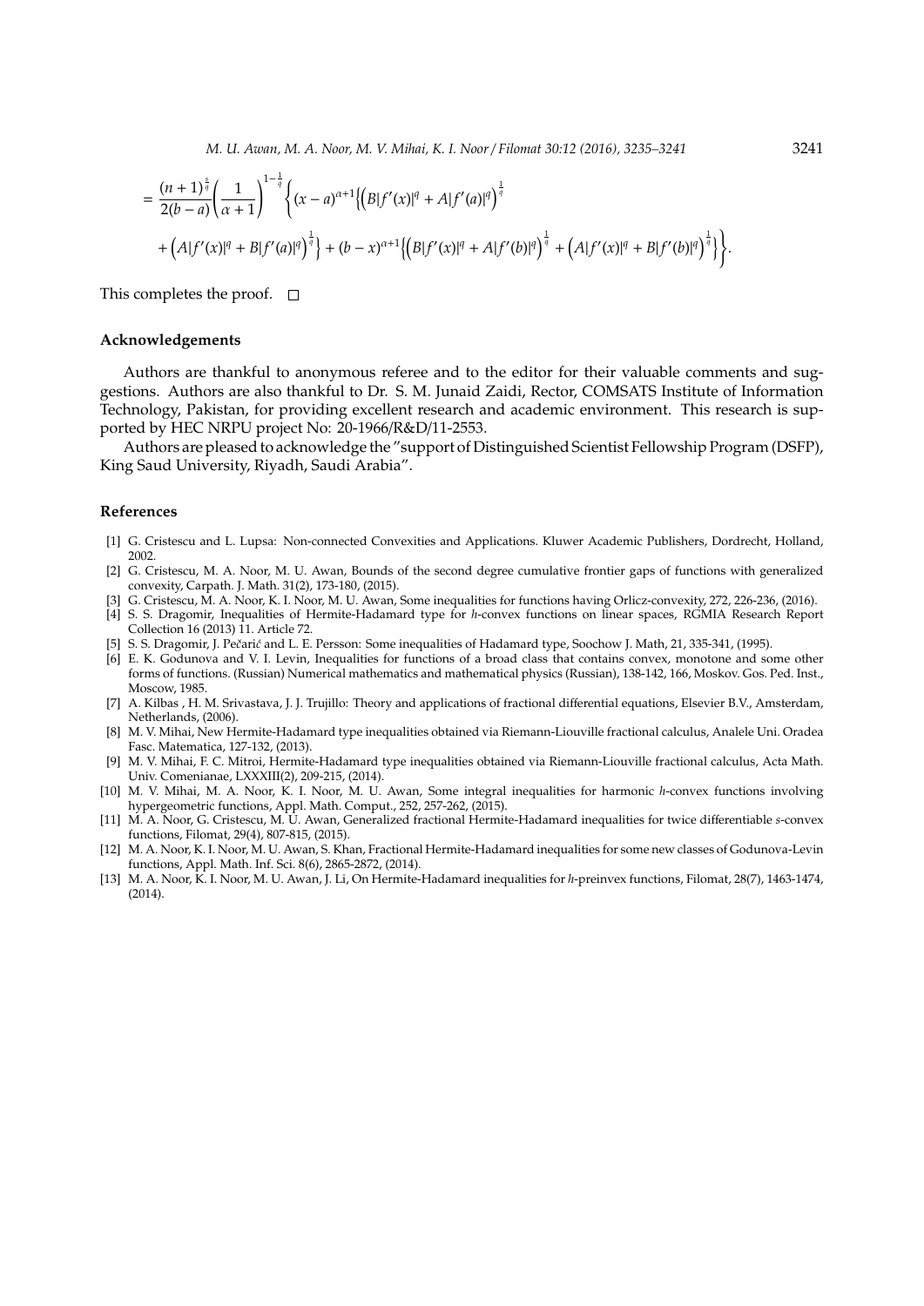$$
= \frac{(n+1)^{\frac{s}{q}}}{2(b-a)} \left( \frac{1}{\alpha+1} \right)^{1-\frac{1}{q}} \left\{ (x-a)^{\alpha+1} \left\{ \left( B|f'(x)|^q + A|f'(a)|^q \right)^{\frac{1}{q}} \right. \right.
$$

$$
\left. \left. + \left( A|f'(x)|^q + B|f'(a)|^q \right)^{\frac{1}{q}} \right\} + (b-x)^{\alpha+1} \left\{ \left( B|f'(x)|^q + A|f'(b)|^q \right)^{\frac{1}{q}} + \left( A|f'(x)|^q + B|f'(b)|^q \right)^{\frac{1}{q}} \right\} \right\}.
$$

This completes the proof. □

### Acknowledgements

Authors are thankful to anonymous referee and to the editor for their valuable comments and suggestions. Authors are also thankful to Dr. S. M. Junaid Zaidi, Rector, COMSATS Institute of Information Technology, Pakistan, for providing excellent research and academic environment. This research is supported by HEC NRPU project No: 20-1966/R&D/11-2553.

Authors are pleased to acknowledge the "support of Distinguished Scientist Fellowship Program (DSFP), King Saud University, Riyadh, Saudi Arabia".

### References

[1] G. Cristescu and L. Lupsa: Non-connected Convexities and Applications. Kluwer Academic Publishers, Dordrecht, Holland, 2002.

[2] G. Cristescu, M. A. Noor, M. U. Awan, Bounds of the second degree cumulative frontier gaps of functions with generalized convexity, Carpath. J. Math. 31(2), 173-180, (2015).

[3] G. Cristescu, M. A. Noor, K. I. Noor, M. U. Awan, Some inequalities for functions having Orlicz-convexity, 272, 226-236, (2016).

[4] S. S. Dragomir, Inequalities of Hermite-Hadamard type for *h*-convex functions on linear spaces, RGMIA Research Report Collection 16 (2013) 11. Article 72.

[5] S. S. Dragomir, J. Pečarić and L. E. Persson: Some inequalities of Hadamard type, Soochow J. Math, 21, 335-341, (1995).

[6] E. K. Godunova and V. I. Levin, Inequalities for functions of a broad class that contains convex, monotone and some other forms of functions. (Russian) Numerical mathematics and mathematical physics (Russian), 138-142, 166, Moskov. Gos. Ped. Inst., Moscow, 1985.

[7] A. Kilbas , H. M. Srivastava, J. J. Trujillo: Theory and applications of fractional differential equations, Elsevier B.V., Amsterdam, Netherlands, (2006).

[8] M. V. Mihai, New Hermite-Hadamard type inequalities obtained via Riemann-Liouville fractional calculus, Analele Uni. Oradea Fasc. Matematica, 127-132, (2013).

[9] M. V. Mihai, F. C. Mitroi, Hermite-Hadamard type inequalities obtained via Riemann-Liouville fractional calculus, Acta Math. Univ. Comenianae, LXXXIII(2), 209-215, (2014).

[10] M. V. Mihai, M. A. Noor, K. I. Noor, M. U. Awan, Some integral inequalities for harmonic *h*-convex functions involving hypergeometric functions, Appl. Math. Comput., 252, 257-262, (2015).

[11] M. A. Noor, G. Cristescu, M. U. Awan, Generalized fractional Hermite-Hadamard inequalities for twice differentiable *s*-convex functions, Filomat, 29(4), 807-815, (2015).

[12] M. A. Noor, K. I. Noor, M. U. Awan, S. Khan, Fractional Hermite-Hadamard inequalities for some new classes of Godunova-Levin functions, Appl. Math. Inf. Sci. 8(6), 2865-2872, (2014).

[13] M. A. Noor, K. I. Noor, M. U. Awan, J. Li, On Hermite-Hadamard inequalities for *h*-preinvex functions, Filomat, 28(7), 1463-1474, (2014).